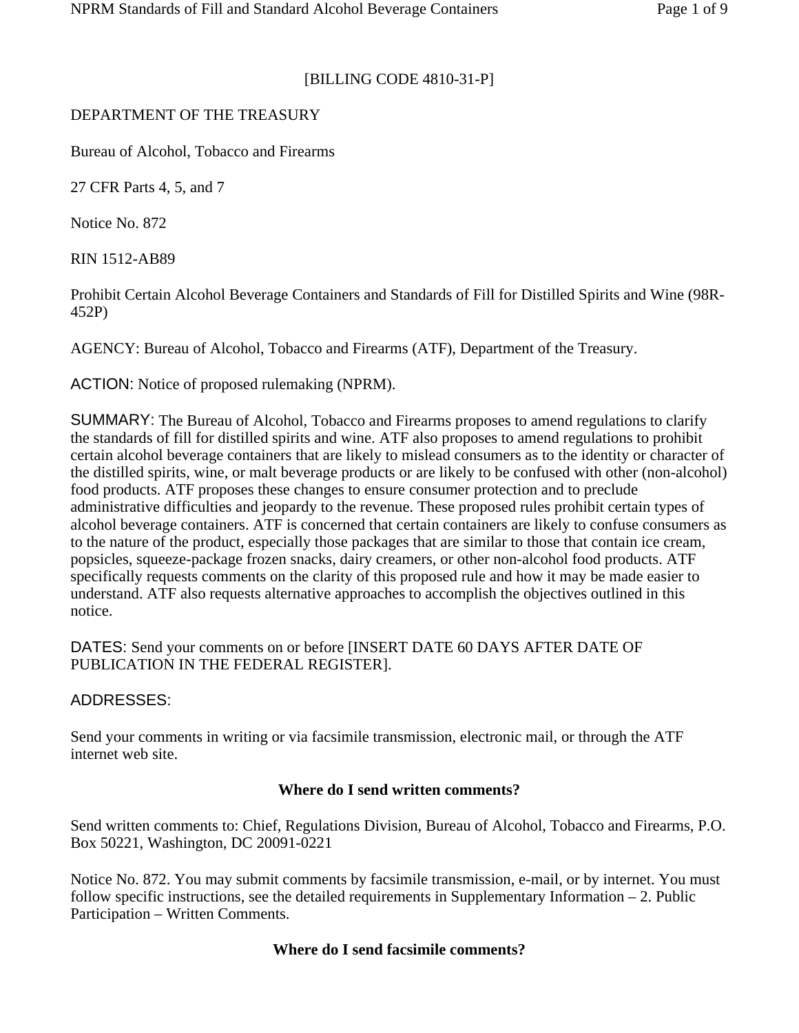[BILLING CODE 4810-31-P]

DEPARTMENT OF THE TREASURY

Bureau of Alcohol, Tobacco and Firearms

27 CFR Parts 4, 5, and 7

Notice No. 872

RIN 1512-AB89

Prohibit Certain Alcohol Beverage Containers and Standards of Fill for Distilled Spirits and Wine (98R-452P)

AGENCY: Bureau of Alcohol, Tobacco and Firearms (ATF), Department of the Treasury.

ACTION: Notice of proposed rulemaking (NPRM).

SUMMARY: The Bureau of Alcohol, Tobacco and Firearms proposes to amend regulations to clarify the standards of fill for distilled spirits and wine. ATF also proposes to amend regulations to prohibit certain alcohol beverage containers that are likely to mislead consumers as to the identity or character of the distilled spirits, wine, or malt beverage products or are likely to be confused with other (non-alcohol) food products. ATF proposes these changes to ensure consumer protection and to preclude administrative difficulties and jeopardy to the revenue. These proposed rules prohibit certain types of alcohol beverage containers. ATF is concerned that certain containers are likely to confuse consumers as to the nature of the product, especially those packages that are similar to those that contain ice cream, popsicles, squeeze-package frozen snacks, dairy creamers, or other non-alcohol food products. ATF specifically requests comments on the clarity of this proposed rule and how it may be made easier to understand. ATF also requests alternative approaches to accomplish the objectives outlined in this notice.

DATES: Send your comments on or before [INSERT DATE 60 DAYS AFTER DATE OF PUBLICATION IN THE FEDERAL REGISTER].

ADDRESSES:

Send your comments in writing or via facsimile transmission, electronic mail, or through the ATF internet web site.

**Where do I send written comments?**

Send written comments to: Chief, Regulations Division, Bureau of Alcohol, Tobacco and Firearms, P.O. Box 50221, Washington, DC 20091-0221

Notice No. 872. You may submit comments by facsimile transmission, e-mail, or by internet. You must follow specific instructions, see the detailed requirements in Supplementary Information – 2. Public Participation – Written Comments.

**Where do I send facsimile comments?**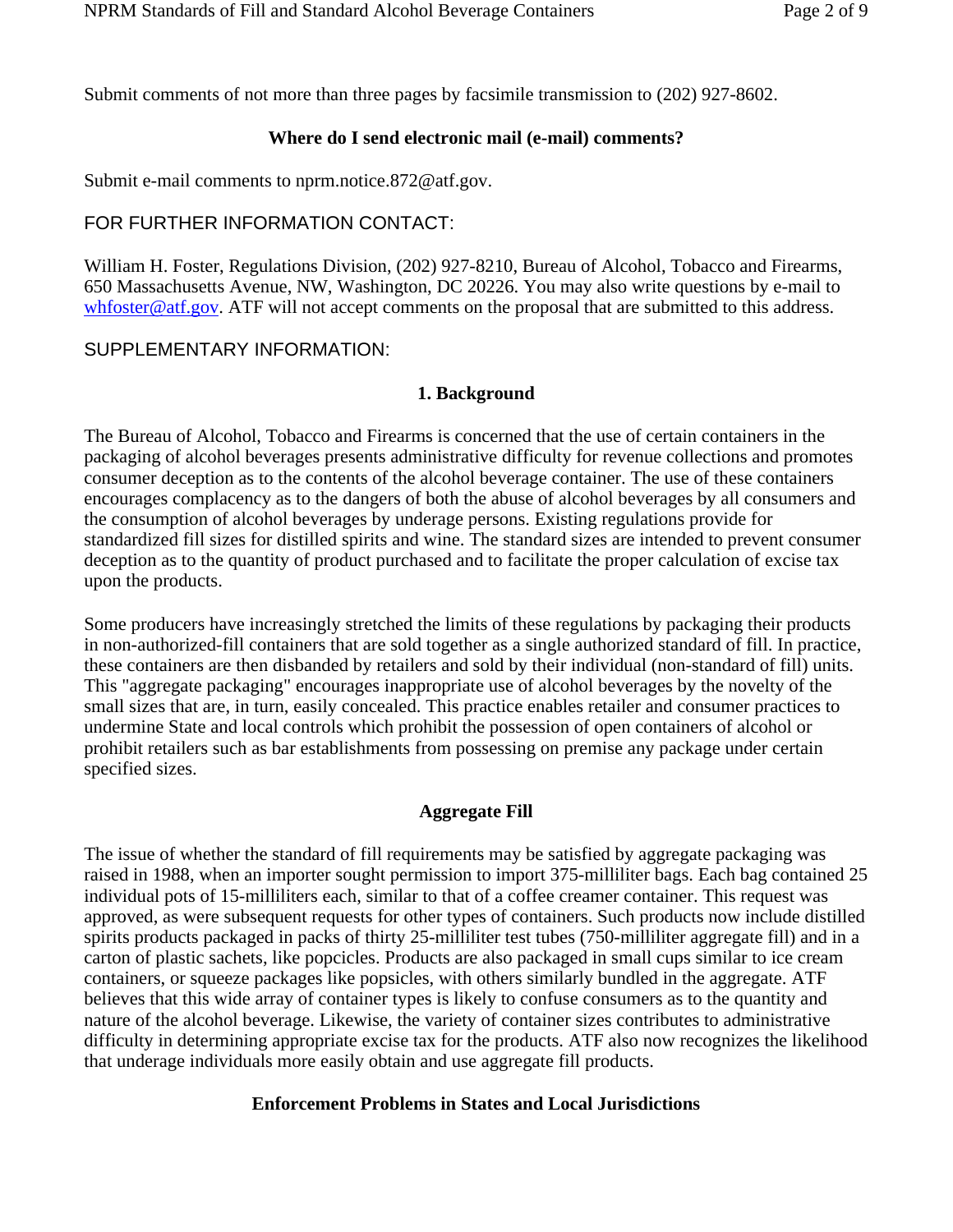Submit comments of not more than three pages by facsimile transmission to (202) 927-8602.

**Where do I send electronic mail (e-mail) comments?**

Submit e-mail comments to nprm.notice.872@atf.gov.

FOR FURTHER INFORMATION CONTACT:

William H. Foster, Regulations Division, (202) 927-8210, Bureau of Alcohol, Tobacco and Firearms, 650 Massachusetts Avenue, NW, Washington, DC 20226. You may also write questions by e-mail to whfoster@atf.gov. ATF will not accept comments on the proposal that are submitted to this address.

SUPPLEMENTARY INFORMATION:

## 1. Background

The Bureau of Alcohol, Tobacco and Firearms is concerned that the use of certain containers in the packaging of alcohol beverages presents administrative difficulty for revenue collections and promotes consumer deception as to the contents of the alcohol beverage container. The use of these containers encourages complacency as to the dangers of both the abuse of alcohol beverages by all consumers and the consumption of alcohol beverages by underage persons. Existing regulations provide for standardized fill sizes for distilled spirits and wine. The standard sizes are intended to prevent consumer deception as to the quantity of product purchased and to facilitate the proper calculation of excise tax upon the products.

Some producers have increasingly stretched the limits of these regulations by packaging their products in non-authorized-fill containers that are sold together as a single authorized standard of fill. In practice, these containers are then disbanded by retailers and sold by their individual (non-standard of fill) units. This "aggregate packaging" encourages inappropriate use of alcohol beverages by the novelty of the small sizes that are, in turn, easily concealed. This practice enables retailer and consumer practices to undermine State and local controls which prohibit the possession of open containers of alcohol or prohibit retailers such as bar establishments from possessing on premise any package under certain specified sizes.

### Aggregate Fill

The issue of whether the standard of fill requirements may be satisfied by aggregate packaging was raised in 1988, when an importer sought permission to import 375-milliliter bags. Each bag contained 25 individual pots of 15-milliliters each, similar to that of a coffee creamer container. This request was approved, as were subsequent requests for other types of containers. Such products now include distilled spirits products packaged in packs of thirty 25-milliliter test tubes (750-milliliter aggregate fill) and in a carton of plastic sachets, like popcicles. Products are also packaged in small cups similar to ice cream containers, or squeeze packages like popsicles, with others similarly bundled in the aggregate. ATF believes that this wide array of container types is likely to confuse consumers as to the quantity and nature of the alcohol beverage. Likewise, the variety of container sizes contributes to administrative difficulty in determining appropriate excise tax for the products. ATF also now recognizes the likelihood that underage individuals more easily obtain and use aggregate fill products.

### Enforcement Problems in States and Local Jurisdictions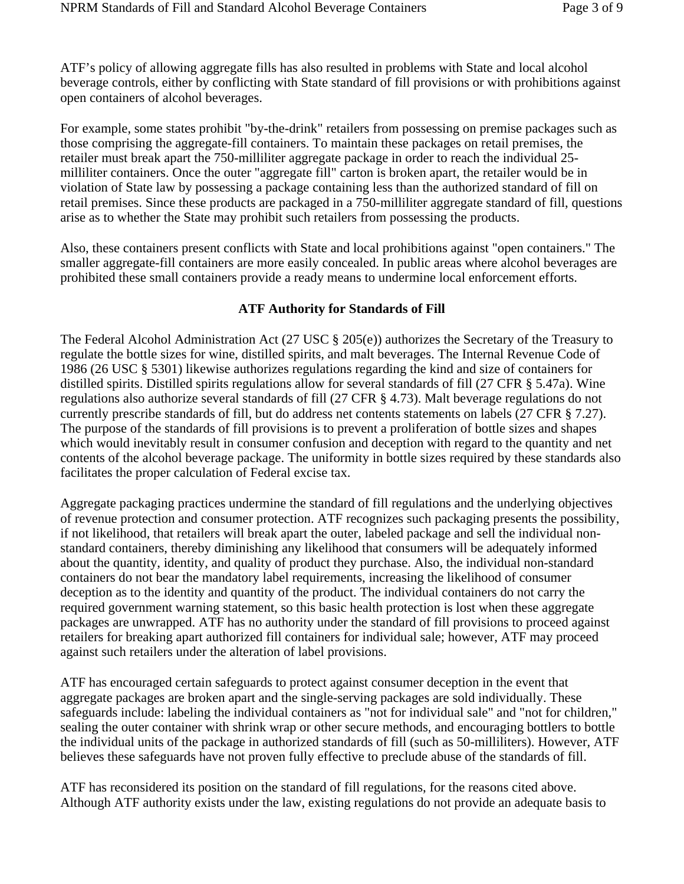ATF's policy of allowing aggregate fills has also resulted in problems with State and local alcohol beverage controls, either by conflicting with State standard of fill provisions or with prohibitions against open containers of alcohol beverages.

For example, some states prohibit "by-the-drink" retailers from possessing on premise packages such as those comprising the aggregate-fill containers. To maintain these packages on retail premises, the retailer must break apart the 750-milliliter aggregate package in order to reach the individual 25-milliliter containers. Once the outer "aggregate fill" carton is broken apart, the retailer would be in violation of State law by possessing a package containing less than the authorized standard of fill on retail premises. Since these products are packaged in a 750-milliliter aggregate standard of fill, questions arise as to whether the State may prohibit such retailers from possessing the products.

Also, these containers present conflicts with State and local prohibitions against "open containers." The smaller aggregate-fill containers are more easily concealed. In public areas where alcohol beverages are prohibited these small containers provide a ready means to undermine local enforcement efforts.

## ATF Authority for Standards of Fill

The Federal Alcohol Administration Act (27 USC § 205(e)) authorizes the Secretary of the Treasury to regulate the bottle sizes for wine, distilled spirits, and malt beverages. The Internal Revenue Code of 1986 (26 USC § 5301) likewise authorizes regulations regarding the kind and size of containers for distilled spirits. Distilled spirits regulations allow for several standards of fill (27 CFR § 5.47a). Wine regulations also authorize several standards of fill (27 CFR § 4.73). Malt beverage regulations do not currently prescribe standards of fill, but do address net contents statements on labels (27 CFR § 7.27). The purpose of the standards of fill provisions is to prevent a proliferation of bottle sizes and shapes which would inevitably result in consumer confusion and deception with regard to the quantity and net contents of the alcohol beverage package. The uniformity in bottle sizes required by these standards also facilitates the proper calculation of Federal excise tax.

Aggregate packaging practices undermine the standard of fill regulations and the underlying objectives of revenue protection and consumer protection. ATF recognizes such packaging presents the possibility, if not likelihood, that retailers will break apart the outer, labeled package and sell the individual non-standard containers, thereby diminishing any likelihood that consumers will be adequately informed about the quantity, identity, and quality of product they purchase. Also, the individual non-standard containers do not bear the mandatory label requirements, increasing the likelihood of consumer deception as to the identity and quantity of the product. The individual containers do not carry the required government warning statement, so this basic health protection is lost when these aggregate packages are unwrapped. ATF has no authority under the standard of fill provisions to proceed against retailers for breaking apart authorized fill containers for individual sale; however, ATF may proceed against such retailers under the alteration of label provisions.

ATF has encouraged certain safeguards to protect against consumer deception in the event that aggregate packages are broken apart and the single-serving packages are sold individually. These safeguards include: labeling the individual containers as "not for individual sale" and "not for children," sealing the outer container with shrink wrap or other secure methods, and encouraging bottlers to bottle the individual units of the package in authorized standards of fill (such as 50-milliliters). However, ATF believes these safeguards have not proven fully effective to preclude abuse of the standards of fill.

ATF has reconsidered its position on the standard of fill regulations, for the reasons cited above. Although ATF authority exists under the law, existing regulations do not provide an adequate basis to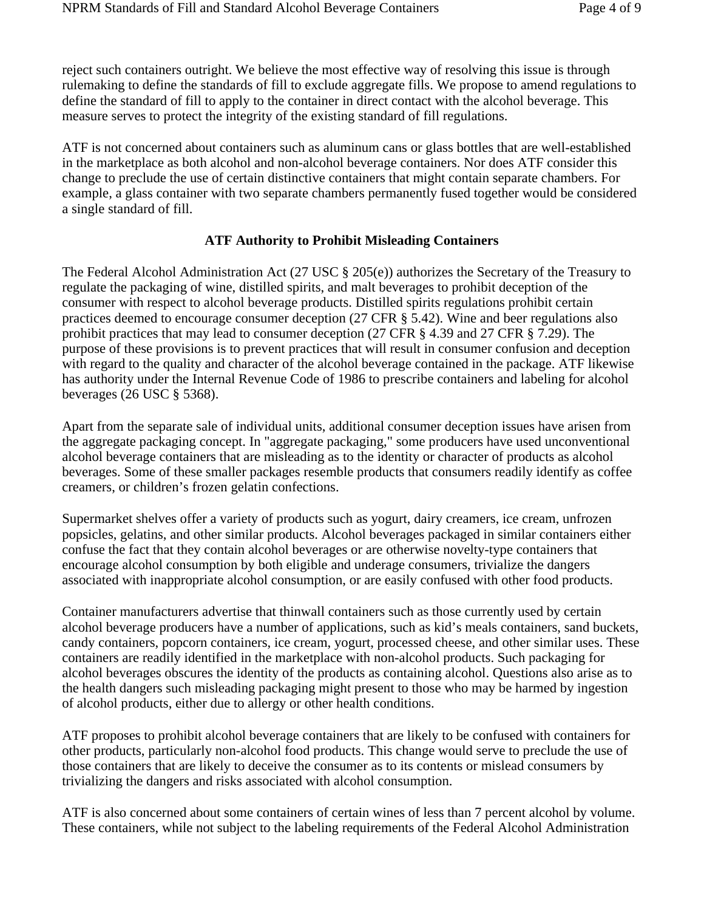reject such containers outright. We believe the most effective way of resolving this issue is through rulemaking to define the standards of fill to exclude aggregate fills. We propose to amend regulations to define the standard of fill to apply to the container in direct contact with the alcohol beverage. This measure serves to protect the integrity of the existing standard of fill regulations.

ATF is not concerned about containers such as aluminum cans or glass bottles that are well-established in the marketplace as both alcohol and non-alcohol beverage containers. Nor does ATF consider this change to preclude the use of certain distinctive containers that might contain separate chambers. For example, a glass container with two separate chambers permanently fused together would be considered a single standard of fill.

## ATF Authority to Prohibit Misleading Containers

The Federal Alcohol Administration Act (27 USC § 205(e)) authorizes the Secretary of the Treasury to regulate the packaging of wine, distilled spirits, and malt beverages to prohibit deception of the consumer with respect to alcohol beverage products. Distilled spirits regulations prohibit certain practices deemed to encourage consumer deception (27 CFR § 5.42). Wine and beer regulations also prohibit practices that may lead to consumer deception (27 CFR § 4.39 and 27 CFR § 7.29). The purpose of these provisions is to prevent practices that will result in consumer confusion and deception with regard to the quality and character of the alcohol beverage contained in the package. ATF likewise has authority under the Internal Revenue Code of 1986 to prescribe containers and labeling for alcohol beverages (26 USC § 5368).

Apart from the separate sale of individual units, additional consumer deception issues have arisen from the aggregate packaging concept. In "aggregate packaging," some producers have used unconventional alcohol beverage containers that are misleading as to the identity or character of products as alcohol beverages. Some of these smaller packages resemble products that consumers readily identify as coffee creamers, or children's frozen gelatin confections.

Supermarket shelves offer a variety of products such as yogurt, dairy creamers, ice cream, unfrozen popsicles, gelatins, and other similar products. Alcohol beverages packaged in similar containers either confuse the fact that they contain alcohol beverages or are otherwise novelty-type containers that encourage alcohol consumption by both eligible and underage consumers, trivialize the dangers associated with inappropriate alcohol consumption, or are easily confused with other food products.

Container manufacturers advertise that thinwall containers such as those currently used by certain alcohol beverage producers have a number of applications, such as kid's meals containers, sand buckets, candy containers, popcorn containers, ice cream, yogurt, processed cheese, and other similar uses. These containers are readily identified in the marketplace with non-alcohol products. Such packaging for alcohol beverages obscures the identity of the products as containing alcohol. Questions also arise as to the health dangers such misleading packaging might present to those who may be harmed by ingestion of alcohol products, either due to allergy or other health conditions.

ATF proposes to prohibit alcohol beverage containers that are likely to be confused with containers for other products, particularly non-alcohol food products. This change would serve to preclude the use of those containers that are likely to deceive the consumer as to its contents or mislead consumers by trivializing the dangers and risks associated with alcohol consumption.

ATF is also concerned about some containers of certain wines of less than 7 percent alcohol by volume. These containers, while not subject to the labeling requirements of the Federal Alcohol Administration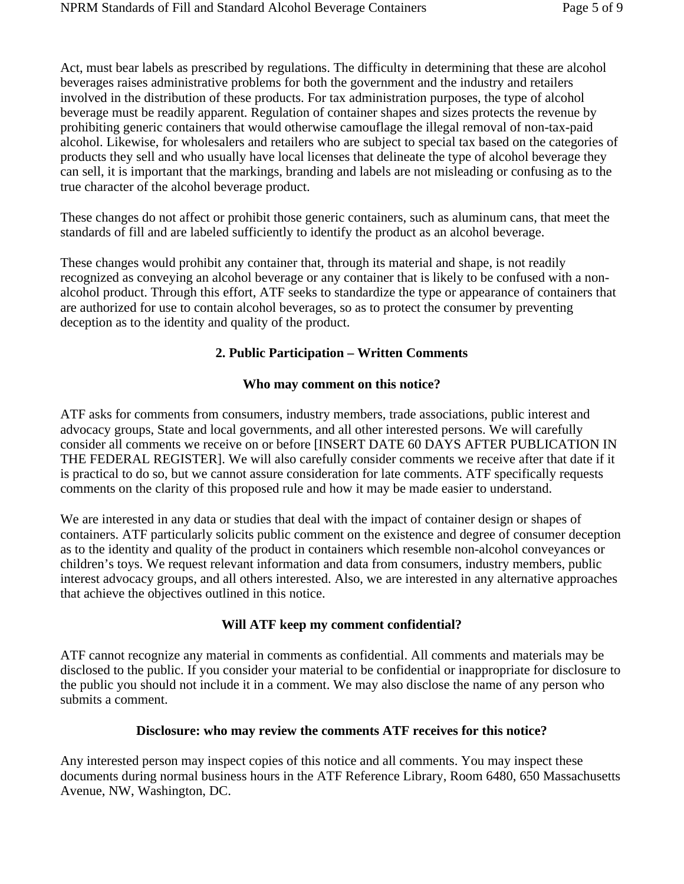Act, must bear labels as prescribed by regulations. The difficulty in determining that these are alcohol beverages raises administrative problems for both the government and the industry and retailers involved in the distribution of these products. For tax administration purposes, the type of alcohol beverage must be readily apparent. Regulation of container shapes and sizes protects the revenue by prohibiting generic containers that would otherwise camouflage the illegal removal of non-tax-paid alcohol. Likewise, for wholesalers and retailers who are subject to special tax based on the categories of products they sell and who usually have local licenses that delineate the type of alcohol beverage they can sell, it is important that the markings, branding and labels are not misleading or confusing as to the true character of the alcohol beverage product.

These changes do not affect or prohibit those generic containers, such as aluminum cans, that meet the standards of fill and are labeled sufficiently to identify the product as an alcohol beverage.

These changes would prohibit any container that, through its material and shape, is not readily recognized as conveying an alcohol beverage or any container that is likely to be confused with a non-alcohol product. Through this effort, ATF seeks to standardize the type or appearance of containers that are authorized for use to contain alcohol beverages, so as to protect the consumer by preventing deception as to the identity and quality of the product.

## 2. Public Participation – Written Comments

### Who may comment on this notice?

ATF asks for comments from consumers, industry members, trade associations, public interest and advocacy groups, State and local governments, and all other interested persons. We will carefully consider all comments we receive on or before [INSERT DATE 60 DAYS AFTER PUBLICATION IN THE FEDERAL REGISTER]. We will also carefully consider comments we receive after that date if it is practical to do so, but we cannot assure consideration for late comments. ATF specifically requests comments on the clarity of this proposed rule and how it may be made easier to understand.

We are interested in any data or studies that deal with the impact of container design or shapes of containers. ATF particularly solicits public comment on the existence and degree of consumer deception as to the identity and quality of the product in containers which resemble non-alcohol conveyances or children's toys. We request relevant information and data from consumers, industry members, public interest advocacy groups, and all others interested. Also, we are interested in any alternative approaches that achieve the objectives outlined in this notice.

### Will ATF keep my comment confidential?

ATF cannot recognize any material in comments as confidential. All comments and materials may be disclosed to the public. If you consider your material to be confidential or inappropriate for disclosure to the public you should not include it in a comment. We may also disclose the name of any person who submits a comment.

### Disclosure: who may review the comments ATF receives for this notice?

Any interested person may inspect copies of this notice and all comments. You may inspect these documents during normal business hours in the ATF Reference Library, Room 6480, 650 Massachusetts Avenue, NW, Washington, DC.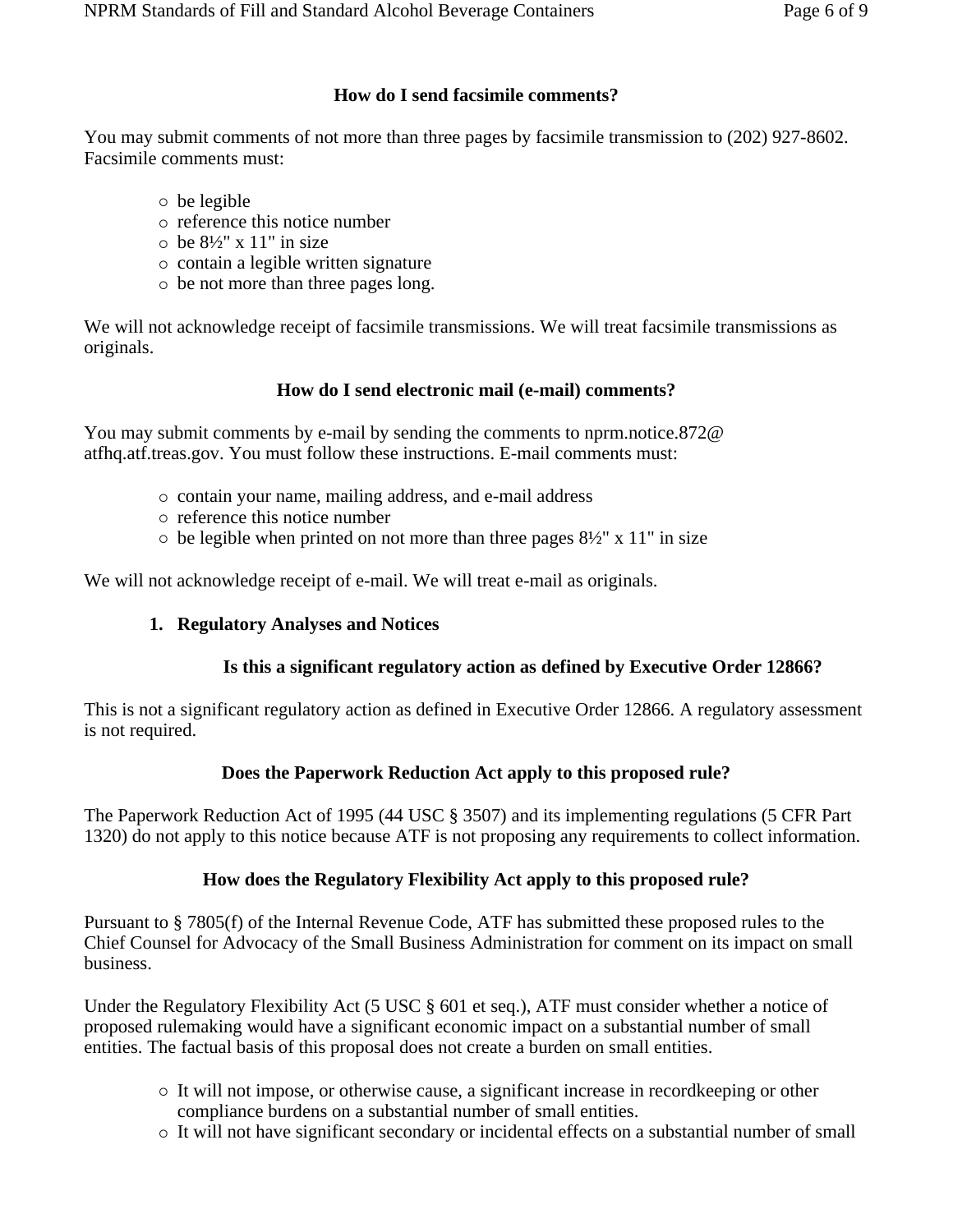### How do I send facsimile comments?

You may submit comments of not more than three pages by facsimile transmission to (202) 927-8602. Facsimile comments must:

- be legible
- reference this notice number
- be 8½" x 11" in size
- contain a legible written signature
- be not more than three pages long.

We will not acknowledge receipt of facsimile transmissions. We will treat facsimile transmissions as originals.

### How do I send electronic mail (e-mail) comments?

You may submit comments by e-mail by sending the comments to nprm.notice.872@ atfhq.atf.treas.gov. You must follow these instructions. E-mail comments must:

- contain your name, mailing address, and e-mail address
- reference this notice number
- be legible when printed on not more than three pages 8½" x 11" in size

We will not acknowledge receipt of e-mail. We will treat e-mail as originals.

## 1. Regulatory Analyses and Notices

### Is this a significant regulatory action as defined by Executive Order 12866?

This is not a significant regulatory action as defined in Executive Order 12866. A regulatory assessment is not required.

### Does the Paperwork Reduction Act apply to this proposed rule?

The Paperwork Reduction Act of 1995 (44 USC § 3507) and its implementing regulations (5 CFR Part 1320) do not apply to this notice because ATF is not proposing any requirements to collect information.

### How does the Regulatory Flexibility Act apply to this proposed rule?

Pursuant to § 7805(f) of the Internal Revenue Code, ATF has submitted these proposed rules to the Chief Counsel for Advocacy of the Small Business Administration for comment on its impact on small business.

Under the Regulatory Flexibility Act (5 USC § 601 et seq.), ATF must consider whether a notice of proposed rulemaking would have a significant economic impact on a substantial number of small entities. The factual basis of this proposal does not create a burden on small entities.

- It will not impose, or otherwise cause, a significant increase in recordkeeping or other compliance burdens on a substantial number of small entities.
- It will not have significant secondary or incidental effects on a substantial number of small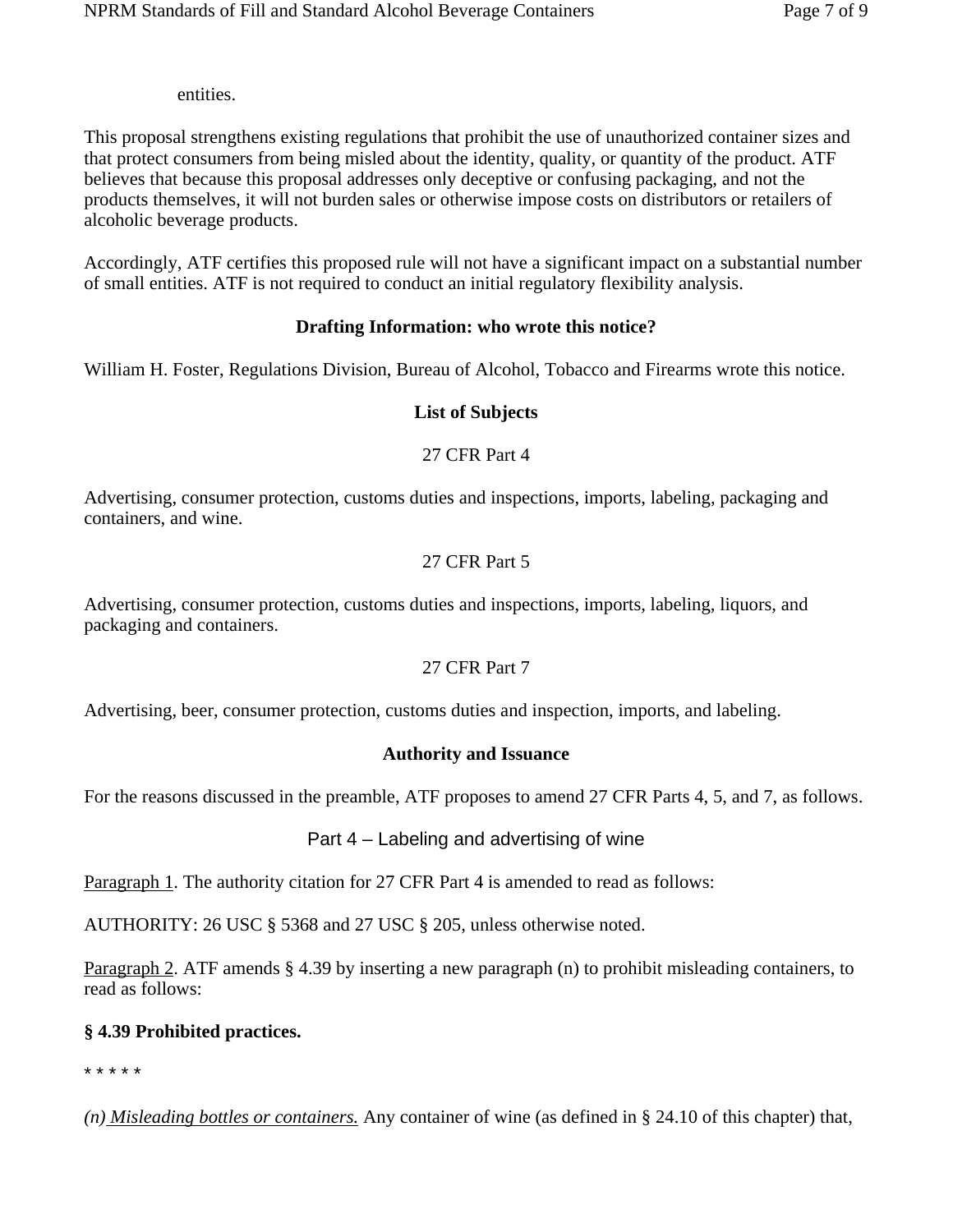entities.

This proposal strengthens existing regulations that prohibit the use of unauthorized container sizes and that protect consumers from being misled about the identity, quality, or quantity of the product. ATF believes that because this proposal addresses only deceptive or confusing packaging, and not the products themselves, it will not burden sales or otherwise impose costs on distributors or retailers of alcoholic beverage products.

Accordingly, ATF certifies this proposed rule will not have a significant impact on a substantial number of small entities. ATF is not required to conduct an initial regulatory flexibility analysis.

**Drafting Information: who wrote this notice?**

William H. Foster, Regulations Division, Bureau of Alcohol, Tobacco and Firearms wrote this notice.

**List of Subjects**

27 CFR Part 4

Advertising, consumer protection, customs duties and inspections, imports, labeling, packaging and containers, and wine.

27 CFR Part 5

Advertising, consumer protection, customs duties and inspections, imports, labeling, liquors, and packaging and containers.

27 CFR Part 7

Advertising, beer, consumer protection, customs duties and inspection, imports, and labeling.

**Authority and Issuance**

For the reasons discussed in the preamble, ATF proposes to amend 27 CFR Parts 4, 5, and 7, as follows.

Part 4 – Labeling and advertising of wine

Paragraph 1. The authority citation for 27 CFR Part 4 is amended to read as follows:

AUTHORITY: 26 USC § 5368 and 27 USC § 205, unless otherwise noted.

Paragraph 2. ATF amends § 4.39 by inserting a new paragraph (n) to prohibit misleading containers, to read as follows:

**§ 4.39 Prohibited practices.**

* * * * *

*(n) Misleading bottles or containers.* Any container of wine (as defined in § 24.10 of this chapter) that,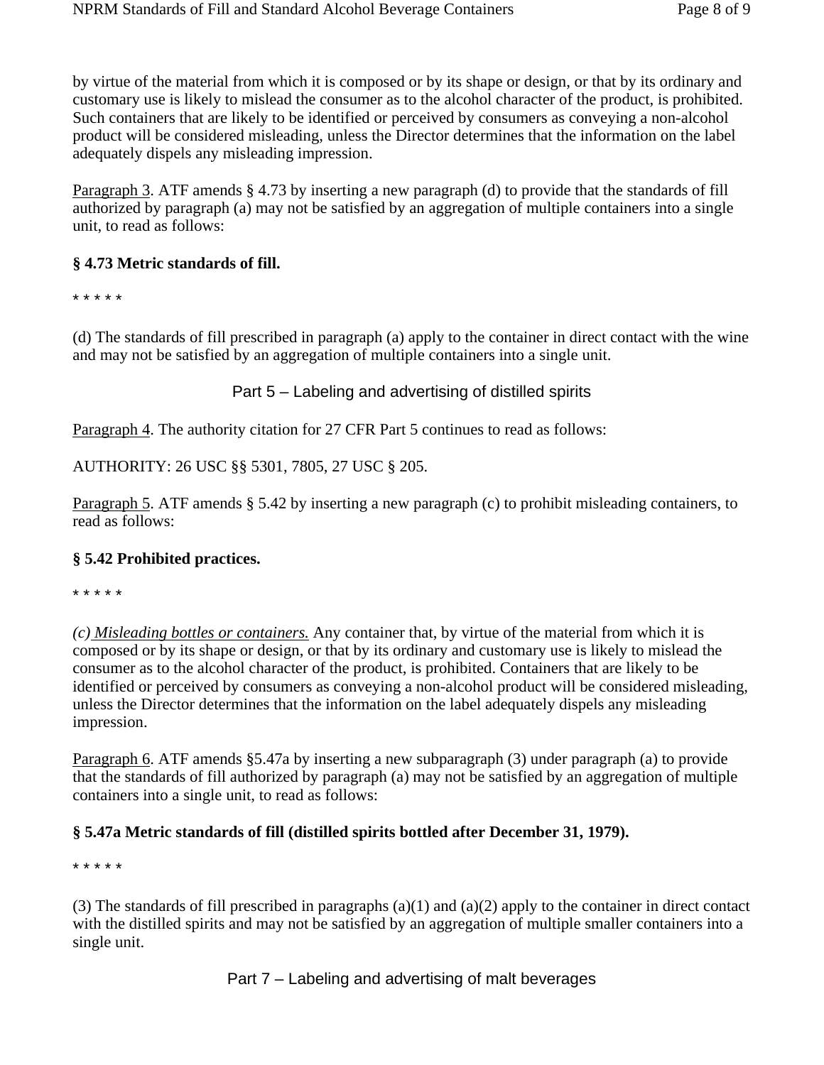by virtue of the material from which it is composed or by its shape or design, or that by its ordinary and customary use is likely to mislead the consumer as to the alcohol character of the product, is prohibited. Such containers that are likely to be identified or perceived by consumers as conveying a non-alcohol product will be considered misleading, unless the Director determines that the information on the label adequately dispels any misleading impression.

Paragraph 3. ATF amends § 4.73 by inserting a new paragraph (d) to provide that the standards of fill authorized by paragraph (a) may not be satisfied by an aggregation of multiple containers into a single unit, to read as follows:

**§ 4.73 Metric standards of fill.**

* * * * *

(d) The standards of fill prescribed in paragraph (a) apply to the container in direct contact with the wine and may not be satisfied by an aggregation of multiple containers into a single unit.

## Part 5 – Labeling and advertising of distilled spirits

Paragraph 4. The authority citation for 27 CFR Part 5 continues to read as follows:

AUTHORITY: 26 USC §§ 5301, 7805, 27 USC § 205.

Paragraph 5. ATF amends § 5.42 by inserting a new paragraph (c) to prohibit misleading containers, to read as follows:

**§ 5.42 Prohibited practices.**

* * * * *

*(c) Misleading bottles or containers.* Any container that, by virtue of the material from which it is composed or by its shape or design, or that by its ordinary and customary use is likely to mislead the consumer as to the alcohol character of the product, is prohibited. Containers that are likely to be identified or perceived by consumers as conveying a non-alcohol product will be considered misleading, unless the Director determines that the information on the label adequately dispels any misleading impression.

Paragraph 6. ATF amends §5.47a by inserting a new subparagraph (3) under paragraph (a) to provide that the standards of fill authorized by paragraph (a) may not be satisfied by an aggregation of multiple containers into a single unit, to read as follows:

**§ 5.47a Metric standards of fill (distilled spirits bottled after December 31, 1979).**

* * * * *

(3) The standards of fill prescribed in paragraphs (a)(1) and (a)(2) apply to the container in direct contact with the distilled spirits and may not be satisfied by an aggregation of multiple smaller containers into a single unit.

## Part 7 – Labeling and advertising of malt beverages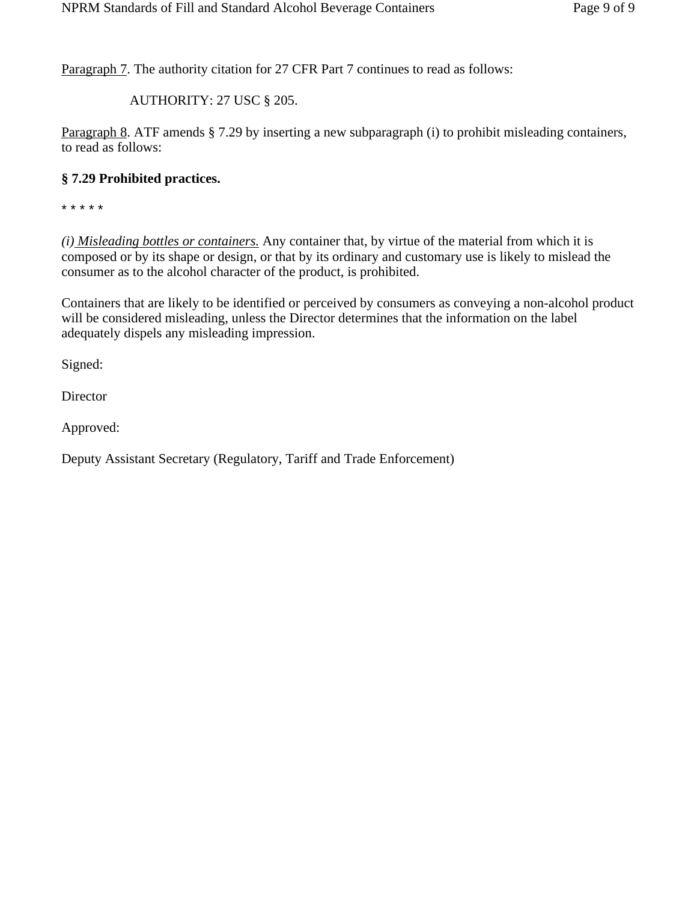Paragraph 7. The authority citation for 27 CFR Part 7 continues to read as follows:

AUTHORITY: 27 USC § 205.

Paragraph 8. ATF amends § 7.29 by inserting a new subparagraph (i) to prohibit misleading containers, to read as follows:

**§ 7.29 Prohibited practices.**

* * * * *

*(i) Misleading bottles or containers.* Any container that, by virtue of the material from which it is composed or by its shape or design, or that by its ordinary and customary use is likely to mislead the consumer as to the alcohol character of the product, is prohibited.

Containers that are likely to be identified or perceived by consumers as conveying a non-alcohol product will be considered misleading, unless the Director determines that the information on the label adequately dispels any misleading impression.

Signed:

Director

Approved:

Deputy Assistant Secretary (Regulatory, Tariff and Trade Enforcement)